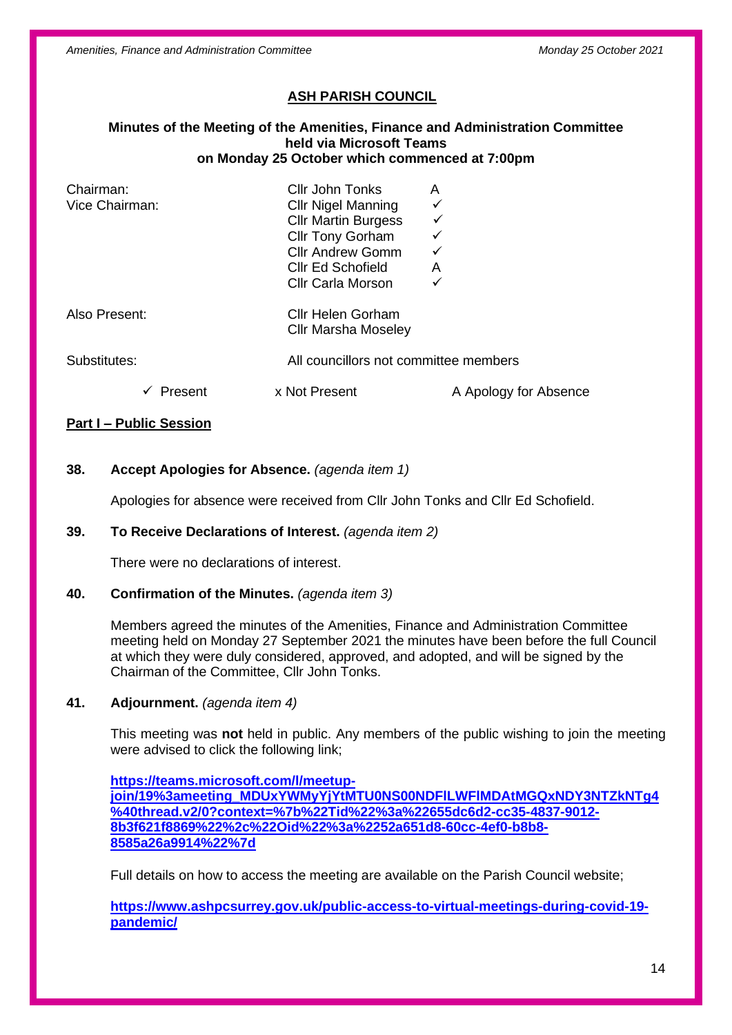## ASH PARISH COUNCIL

**Minutes of the Meeting of the Amenities, Finance and Administration Committee held via Microsoft Teams on Monday 25 October which commenced at 7:00pm**

| | | |
|---|---|---|
| Chairman: | Cllr John Tonks | A |
| Vice Chairman: | Cllr Nigel Manning | ✓ |
| | Cllr Martin Burgess | ✓ |
| | Cllr Tony Gorham | ✓ |
| | Cllr Andrew Gomm | ✓ |
| | Cllr Ed Schofield | A |
| | Cllr Carla Morson | ✓ |
| Also Present: | Cllr Helen Gorham<br>Cllr Marsha Moseley | |
| Substitutes: | All councillors not committee members | |

✓ Present x Not Present A Apology for Absence

**Part I – Public Session**

**38. Accept Apologies for Absence.** *(agenda item 1)*

Apologies for absence were received from Cllr John Tonks and Cllr Ed Schofield.

**39. To Receive Declarations of Interest.** *(agenda item 2)*

There were no declarations of interest.

**40. Confirmation of the Minutes.** *(agenda item 3)*

Members agreed the minutes of the Amenities, Finance and Administration Committee meeting held on Monday 27 September 2021 the minutes have been before the full Council at which they were duly considered, approved, and adopted, and will be signed by the Chairman of the Committee, Cllr John Tonks.

**41. Adjournment.** *(agenda item 4)*

This meeting was **not** held in public. Any members of the public wishing to join the meeting were advised to click the following link;

**https://teams.microsoft.com/l/meetup-join/19%3ameeting_MDUxYWMyYjYtMTU0NS00NDFlLWFlMDAtMGQxNDY3NTZkNTg4%40thread.v2/0?context=%7b%22Tid%22%3a%22655dc6d2-cc35-4837-9012-8b3f621f8869%22%2c%22Oid%22%3a%2252a651d8-60cc-4ef0-b8b8-8585a26a9914%22%7d**

Full details on how to access the meeting are available on the Parish Council website;

**https://www.ashpcsurrey.gov.uk/public-access-to-virtual-meetings-during-covid-19-pandemic/**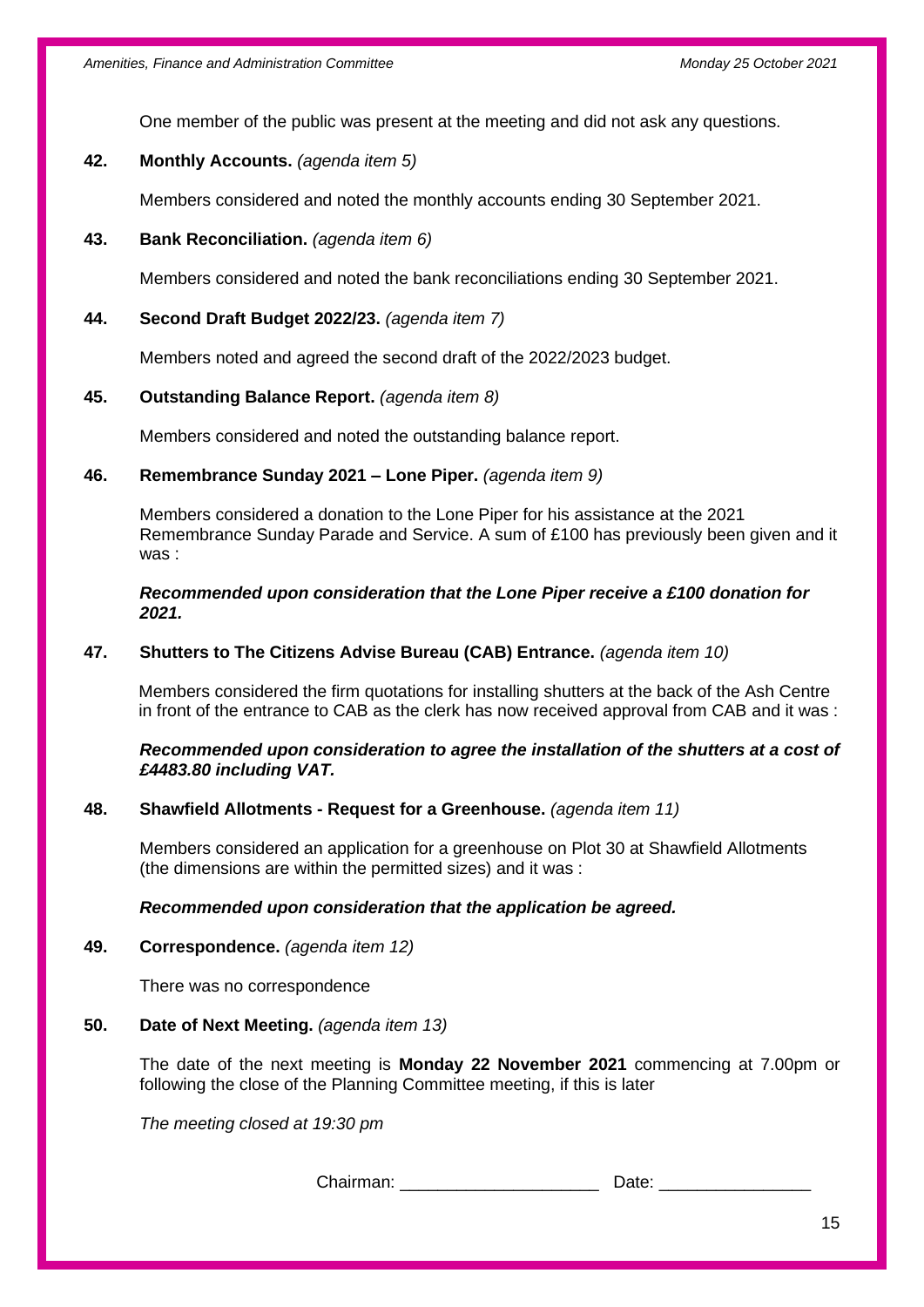One member of the public was present at the meeting and did not ask any questions.

**42. Monthly Accounts.** *(agenda item 5)*

Members considered and noted the monthly accounts ending 30 September 2021.

**43. Bank Reconciliation.** *(agenda item 6)*

Members considered and noted the bank reconciliations ending 30 September 2021.

**44. Second Draft Budget 2022/23.** *(agenda item 7)*

Members noted and agreed the second draft of the 2022/2023 budget.

**45. Outstanding Balance Report.** *(agenda item 8)*

Members considered and noted the outstanding balance report.

**46. Remembrance Sunday 2021 – Lone Piper.** *(agenda item 9)*

Members considered a donation to the Lone Piper for his assistance at the 2021 Remembrance Sunday Parade and Service. A sum of £100 has previously been given and it was :

***Recommended upon consideration that the Lone Piper receive a £100 donation for 2021.***

**47. Shutters to The Citizens Advise Bureau (CAB) Entrance.** *(agenda item 10)*

Members considered the firm quotations for installing shutters at the back of the Ash Centre in front of the entrance to CAB as the clerk has now received approval from CAB and it was :

***Recommended upon consideration to agree the installation of the shutters at a cost of £4483.80 including VAT.***

**48. Shawfield Allotments - Request for a Greenhouse.** *(agenda item 11)*

Members considered an application for a greenhouse on Plot 30 at Shawfield Allotments (the dimensions are within the permitted sizes) and it was :

***Recommended upon consideration that the application be agreed.***

**49. Correspondence.** *(agenda item 12)*

There was no correspondence

**50. Date of Next Meeting.** *(agenda item 13)*

The date of the next meeting is **Monday 22 November 2021** commencing at 7.00pm or following the close of the Planning Committee meeting, if this is later

*The meeting closed at 19:30 pm*

Chairman: ____________________ Date: _______________